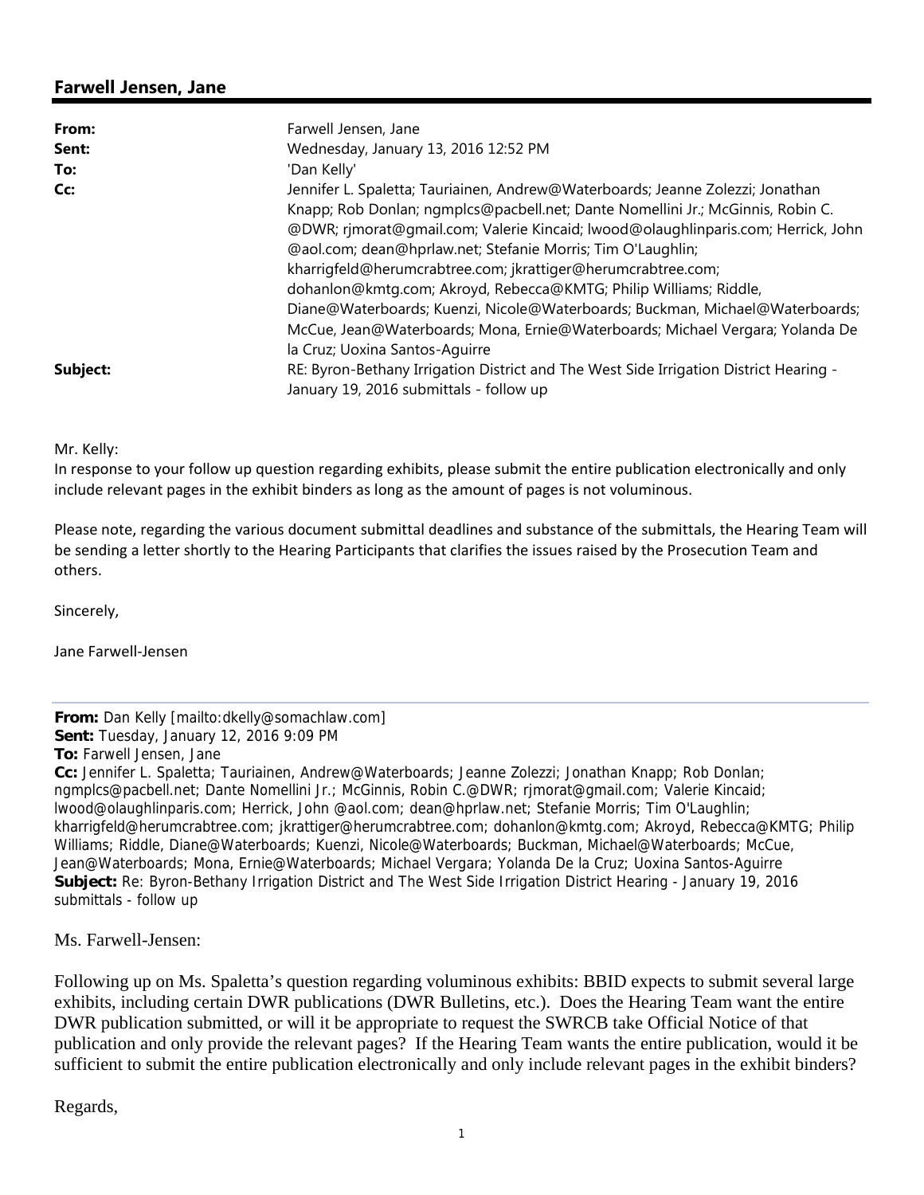## Farwell Jensen, Jane

| | |
|---|---|
| **From:** | Farwell Jensen, Jane |
| **Sent:** | Wednesday, January 13, 2016 12:52 PM |
| **To:** | 'Dan Kelly' |
| **Cc:** | Jennifer L. Spaletta; Tauriainen, Andrew@Waterboards; Jeanne Zolezzi; Jonathan Knapp; Rob Donlan; ngmplcs@pacbell.net; Dante Nomellini Jr.; McGinnis, Robin C.@DWR; rjmorat@gmail.com; Valerie Kincaid; lwood@olaughlinparis.com; Herrick, John @aol.com; dean@hprlaw.net; Stefanie Morris; Tim O'Laughlin; kharrigfeld@herumcrabtree.com; jkrattiger@herumcrabtree.com; dohanlon@kmtg.com; Akroyd, Rebecca@KMTG; Philip Williams; Riddle, Diane@Waterboards; Kuenzi, Nicole@Waterboards; Buckman, Michael@Waterboards; McCue, Jean@Waterboards; Mona, Ernie@Waterboards; Michael Vergara; Yolanda De la Cruz; Uoxina Santos-Aguirre |
| **Subject:** | RE: Byron-Bethany Irrigation District and The West Side Irrigation District Hearing - January 19, 2016 submittals - follow up |

Mr. Kelly:
In response to your follow up question regarding exhibits, please submit the entire publication electronically and only include relevant pages in the exhibit binders as long as the amount of pages is not voluminous.

Please note, regarding the various document submittal deadlines and substance of the submittals, the Hearing Team will be sending a letter shortly to the Hearing Participants that clarifies the issues raised by the Prosecution Team and others.

Sincerely,

Jane Farwell-Jensen

---

**From:** Dan Kelly [mailto:dkelly@somachlaw.com]
**Sent:** Tuesday, January 12, 2016 9:09 PM
**To:** Farwell Jensen, Jane
**Cc:** Jennifer L. Spaletta; Tauriainen, Andrew@Waterboards; Jeanne Zolezzi; Jonathan Knapp; Rob Donlan; ngmplcs@pacbell.net; Dante Nomellini Jr.; McGinnis, Robin C.@DWR; rjmorat@gmail.com; Valerie Kincaid; lwood@olaughlinparis.com; Herrick, John @aol.com; dean@hprlaw.net; Stefanie Morris; Tim O'Laughlin; kharrigfeld@herumcrabtree.com; jkrattiger@herumcrabtree.com; dohanlon@kmtg.com; Akroyd, Rebecca@KMTG; Philip Williams; Riddle, Diane@Waterboards; Kuenzi, Nicole@Waterboards; Buckman, Michael@Waterboards; McCue, Jean@Waterboards; Mona, Ernie@Waterboards; Michael Vergara; Yolanda De la Cruz; Uoxina Santos-Aguirre
**Subject:** Re: Byron-Bethany Irrigation District and The West Side Irrigation District Hearing - January 19, 2016 submittals - follow up

Ms. Farwell-Jensen:

Following up on Ms. Spaletta's question regarding voluminous exhibits: BBID expects to submit several large exhibits, including certain DWR publications (DWR Bulletins, etc.). Does the Hearing Team want the entire DWR publication submitted, or will it be appropriate to request the SWRCB take Official Notice of that publication and only provide the relevant pages? If the Hearing Team wants the entire publication, would it be sufficient to submit the entire publication electronically and only include relevant pages in the exhibit binders?

Regards,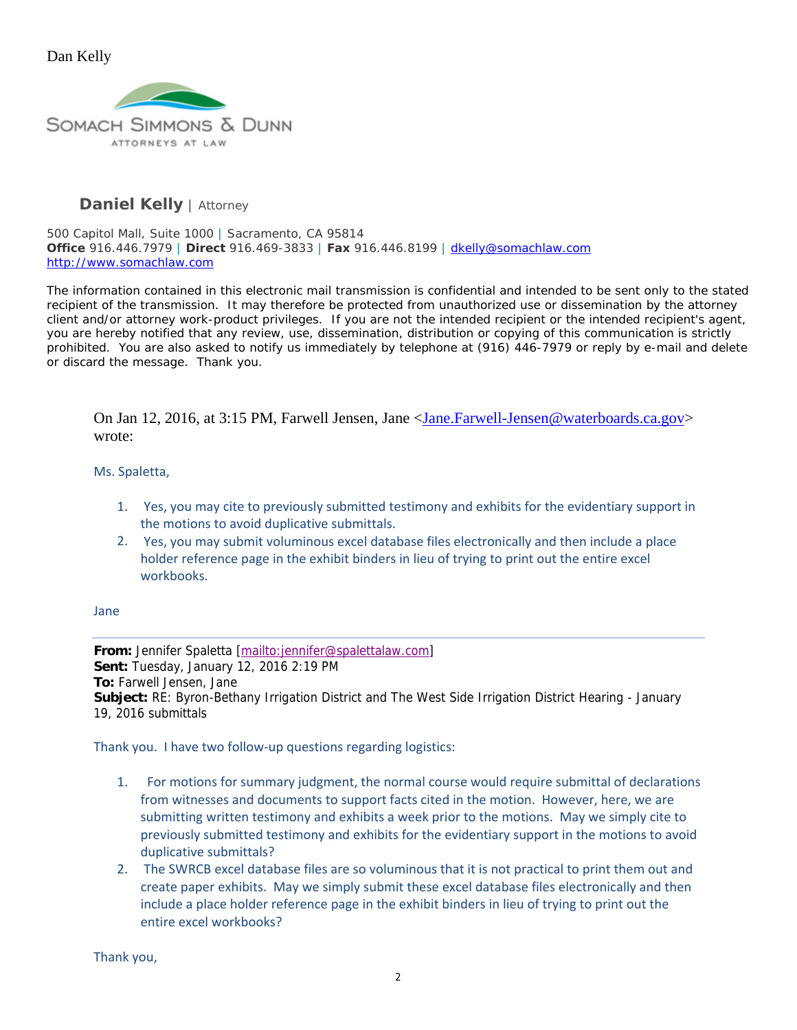Dan Kelly

SOMACH SIMMONS & DUNN

ATTORNEYS AT LAW

**Daniel Kelly** | Attorney

500 Capitol Mall, Suite 1000 | Sacramento, CA 95814
**Office** 916.446.7979 | **Direct** 916.469-3833 | **Fax** 916.446.8199 | dkelly@somachlaw.com
http://www.somachlaw.com

The information contained in this electronic mail transmission is confidential and intended to be sent only to the stated recipient of the transmission. It may therefore be protected from unauthorized use or dissemination by the attorney client and/or attorney work-product privileges. If you are not the intended recipient or the intended recipient's agent, you are hereby notified that any review, use, dissemination, distribution or copying of this communication is strictly prohibited. You are also asked to notify us immediately by telephone at (916) 446-7979 or reply by e-mail and delete or discard the message. Thank you.

> On Jan 12, 2016, at 3:15 PM, Farwell Jensen, Jane <Jane.Farwell-Jensen@waterboards.ca.gov> wrote:
>
> Ms. Spaletta,
>
> 1. Yes, you may cite to previously submitted testimony and exhibits for the evidentiary support in the motions to avoid duplicative submittals.
> 2. Yes, you may submit voluminous excel database files electronically and then include a place holder reference page in the exhibit binders in lieu of trying to print out the entire excel workbooks.
>
> Jane
>
> ---
>
> **From:** Jennifer Spaletta [mailto:jennifer@spalettalaw.com]
> **Sent:** Tuesday, January 12, 2016 2:19 PM
> **To:** Farwell Jensen, Jane
> **Subject:** RE: Byron-Bethany Irrigation District and The West Side Irrigation District Hearing - January 19, 2016 submittals
>
> Thank you. I have two follow-up questions regarding logistics:
>
> 1. For motions for summary judgment, the normal course would require submittal of declarations from witnesses and documents to support facts cited in the motion. However, here, we are submitting written testimony and exhibits a week prior to the motions. May we simply cite to previously submitted testimony and exhibits for the evidentiary support in the motions to avoid duplicative submittals?
> 2. The SWRCB excel database files are so voluminous that it is not practical to print them out and create paper exhibits. May we simply submit these excel database files electronically and then include a place holder reference page in the exhibit binders in lieu of trying to print out the entire excel workbooks?
>
> Thank you,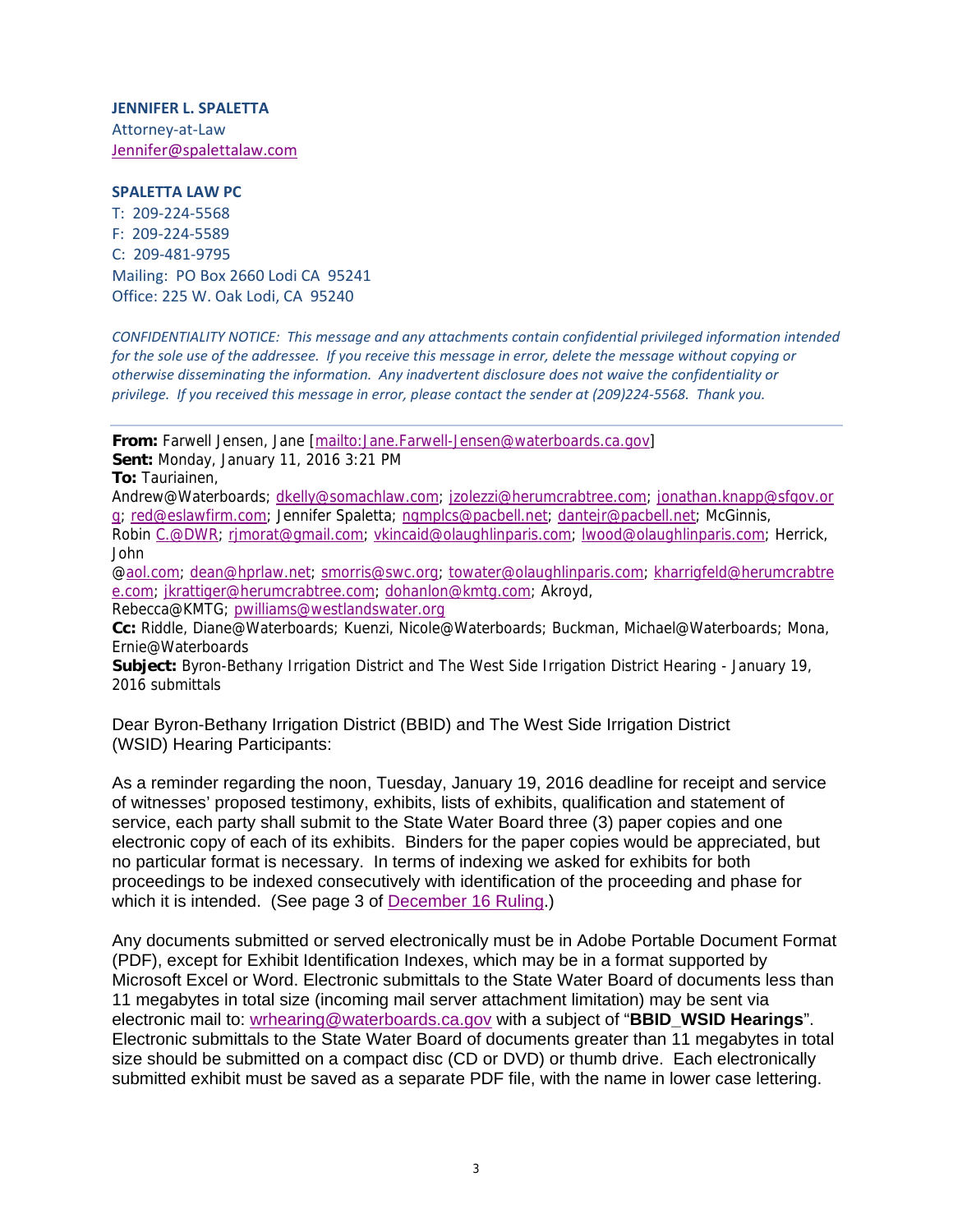**JENNIFER L. SPALETTA**
Attorney-at-Law
Jennifer@spalettalaw.com

**SPALETTA LAW PC**
T: 209-224-5568
F: 209-224-5589
C: 209-481-9795
Mailing: PO Box 2660 Lodi CA 95241
Office: 225 W. Oak Lodi, CA 95240

*CONFIDENTIALITY NOTICE: This message and any attachments contain confidential privileged information intended for the sole use of the addressee. If you receive this message in error, delete the message without copying or otherwise disseminating the information. Any inadvertent disclosure does not waive the confidentiality or privilege. If you received this message in error, please contact the sender at (209)224-5568. Thank you.*

---

**From:** Farwell Jensen, Jane [mailto:Jane.Farwell-Jensen@waterboards.ca.gov]
**Sent:** Monday, January 11, 2016 3:21 PM
**To:** Tauriainen, Andrew@Waterboards; dkelly@somachlaw.com; jzolezzi@herumcrabtree.com; jonathan.knapp@sfgov.org; red@eslawfirm.com; Jennifer Spaletta; ngmplcs@pacbell.net; dantejr@pacbell.net; McGinnis, Robin C.@DWR; rjmorat@gmail.com; vkincaid@olaughlinparis.com; lwood@olaughlinparis.com; Herrick, John @aol.com; dean@hprlaw.net; smorris@swc.org; towater@olaughlinparis.com; kharrigfeld@herumcrabtree.com; jkrattiger@herumcrabtree.com; dohanlon@kmtg.com; Akroyd, Rebecca@KMTG; pwilliams@westlandswater.org
**Cc:** Riddle, Diane@Waterboards; Kuenzi, Nicole@Waterboards; Buckman, Michael@Waterboards; Mona, Ernie@Waterboards
**Subject:** Byron-Bethany Irrigation District and The West Side Irrigation District Hearing - January 19, 2016 submittals

Dear Byron-Bethany Irrigation District (BBID) and The West Side Irrigation District (WSID) Hearing Participants:

As a reminder regarding the noon, Tuesday, January 19, 2016 deadline for receipt and service of witnesses' proposed testimony, exhibits, lists of exhibits, qualification and statement of service, each party shall submit to the State Water Board three (3) paper copies and one electronic copy of each of its exhibits. Binders for the paper copies would be appreciated, but no particular format is necessary. In terms of indexing we asked for exhibits for both proceedings to be indexed consecutively with identification of the proceeding and phase for which it is intended. (See page 3 of December 16 Ruling.)

Any documents submitted or served electronically must be in Adobe Portable Document Format (PDF), except for Exhibit Identification Indexes, which may be in a format supported by Microsoft Excel or Word. Electronic submittals to the State Water Board of documents less than 11 megabytes in total size (incoming mail server attachment limitation) may be sent via electronic mail to: wrhearing@waterboards.ca.gov with a subject of "**BBID_WSID Hearings**". Electronic submittals to the State Water Board of documents greater than 11 megabytes in total size should be submitted on a compact disc (CD or DVD) or thumb drive. Each electronically submitted exhibit must be saved as a separate PDF file, with the name in lower case lettering.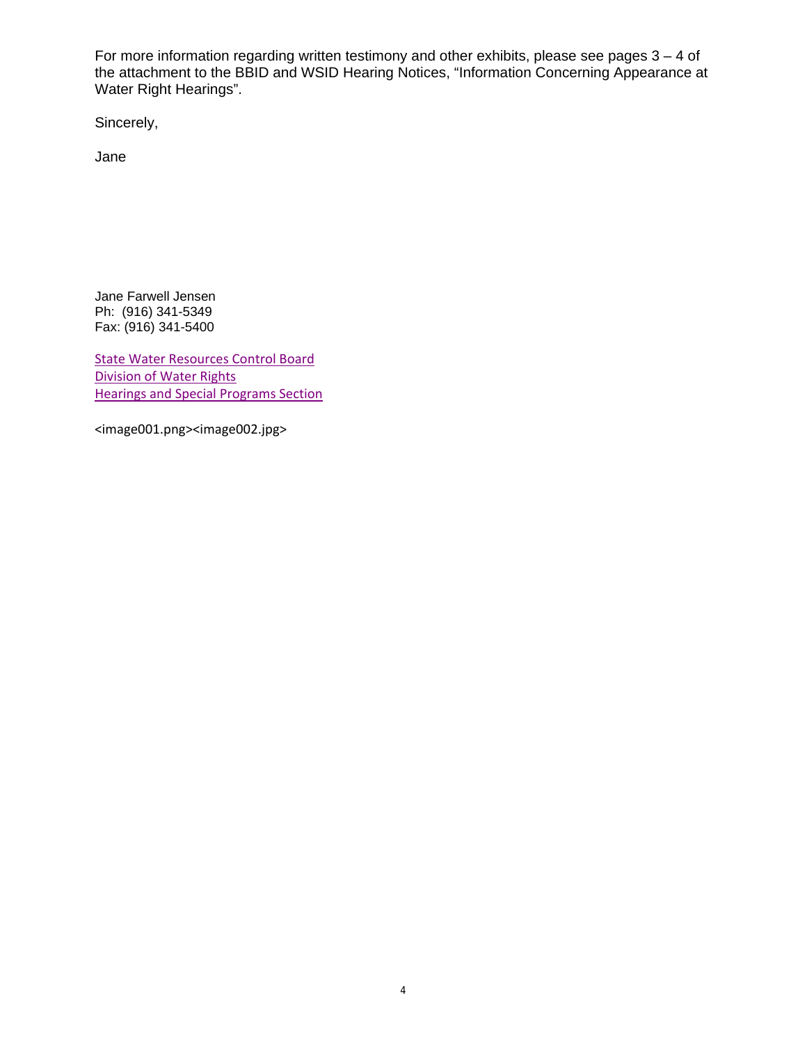For more information regarding written testimony and other exhibits, please see pages 3 – 4 of the attachment to the BBID and WSID Hearing Notices, "Information Concerning Appearance at Water Right Hearings".

Sincerely,

Jane

Jane Farwell Jensen
Ph: (916) 341-5349
Fax: (916) 341-5400

State Water Resources Control Board
Division of Water Rights
Hearings and Special Programs Section

<image001.png><image002.jpg>